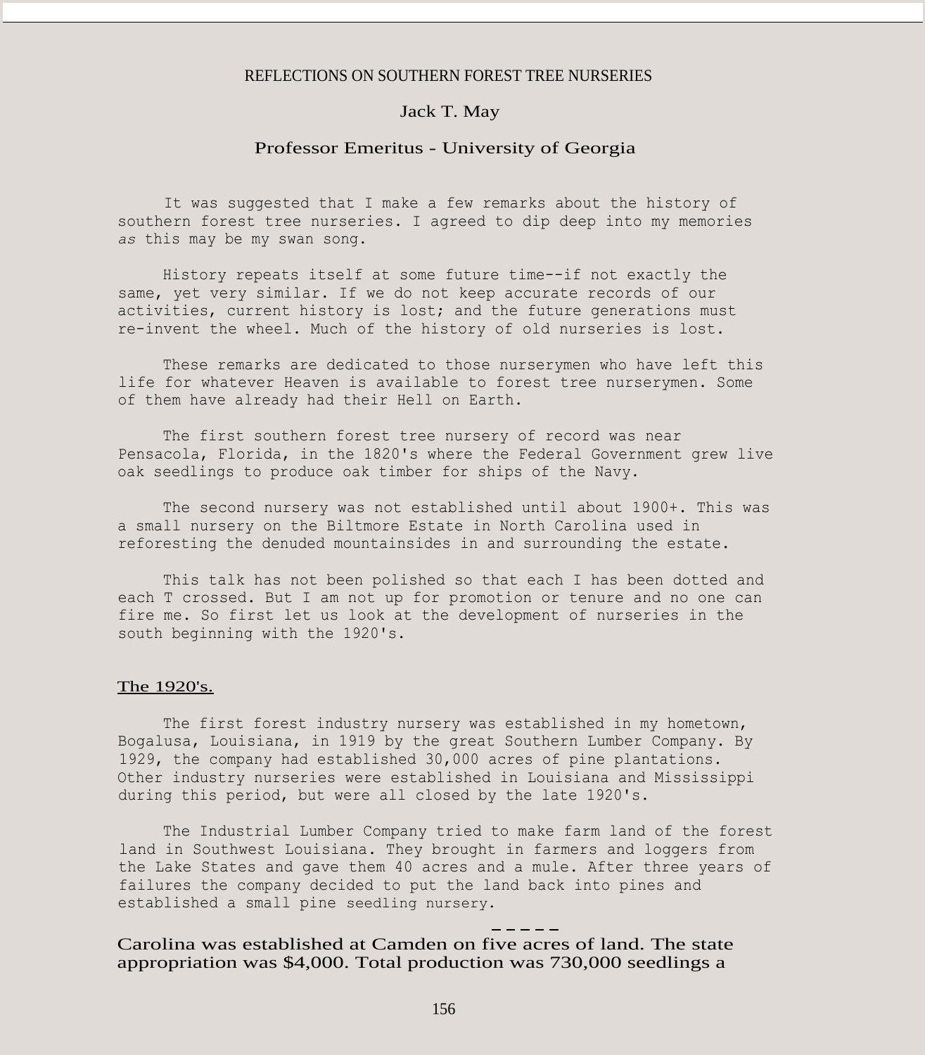# REFLECTIONS ON SOUTHERN FOREST TREE NURSERIES

Jack T. May

Professor Emeritus - University of Georgia

It was suggested that I make a few remarks about the history of southern forest tree nurseries. I agreed to dip deep into my memories *as* this may be my swan song.

History repeats itself at some future time--if not exactly the same, yet very similar. If we do not keep accurate records of our activities, current history is lost; and the future generations must re-invent the wheel. Much of the history of old nurseries is lost.

These remarks are dedicated to those nurserymen who have left this life for whatever Heaven is available to forest tree nurserymen. Some of them have already had their Hell on Earth.

The first southern forest tree nursery of record was near Pensacola, Florida, in the 1820's where the Federal Government grew live oak seedlings to produce oak timber for ships of the Navy.

The second nursery was not established until about 1900+. This was a small nursery on the Biltmore Estate in North Carolina used in reforesting the denuded mountainsides in and surrounding the estate.

This talk has not been polished so that each I has been dotted and each T crossed. But I am not up for promotion or tenure and no one can fire me. So first let us look at the development of nurseries in the south beginning with the 1920's.

## The 1920's.

The first forest industry nursery was established in my hometown, Bogalusa, Louisiana, in 1919 by the great Southern Lumber Company. By 1929, the company had established 30,000 acres of pine plantations. Other industry nurseries were established in Louisiana and Mississippi during this period, but were all closed by the late 1920's.

The Industrial Lumber Company tried to make farm land of the forest land in Southwest Louisiana. They brought in farmers and loggers from the Lake States and gave them 40 acres and a mule. After three years of failures the company decided to put the land back into pines and established a small pine seedling nursery.

Carolina was established at Camden on five acres of land. The state appropriation was $4,000. Total production was 730,000 seedlings a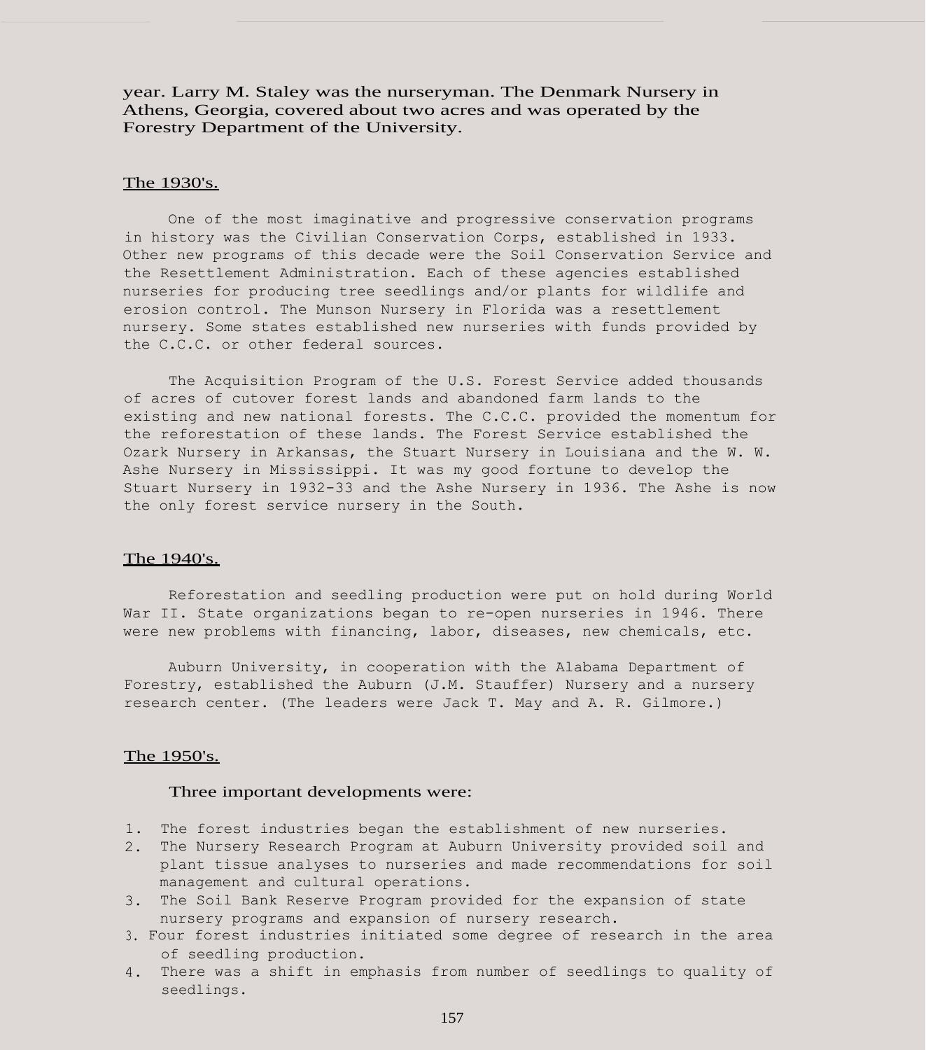year. Larry M. Staley was the nurseryman. The Denmark Nursery in Athens, Georgia, covered about two acres and was operated by the Forestry Department of the University.

## The 1930's.

One of the most imaginative and progressive conservation programs in history was the Civilian Conservation Corps, established in 1933. Other new programs of this decade were the Soil Conservation Service and the Resettlement Administration. Each of these agencies established nurseries for producing tree seedlings and/or plants for wildlife and erosion control. The Munson Nursery in Florida was a resettlement nursery. Some states established new nurseries with funds provided by the C.C.C. or other federal sources.

The Acquisition Program of the U.S. Forest Service added thousands of acres of cutover forest lands and abandoned farm lands to the existing and new national forests. The C.C.C. provided the momentum for the reforestation of these lands. The Forest Service established the Ozark Nursery in Arkansas, the Stuart Nursery in Louisiana and the W. W. Ashe Nursery in Mississippi. It was my good fortune to develop the Stuart Nursery in 1932-33 and the Ashe Nursery in 1936. The Ashe is now the only forest service nursery in the South.

## The 1940's.

Reforestation and seedling production were put on hold during World War II. State organizations began to re-open nurseries in 1946. There were new problems with financing, labor, diseases, new chemicals, etc.

Auburn University, in cooperation with the Alabama Department of Forestry, established the Auburn (J.M. Stauffer) Nursery and a nursery research center. (The leaders were Jack T. May and A. R. Gilmore.)

## The 1950's.

Three important developments were:

1. The forest industries began the establishment of new nurseries.
2. The Nursery Research Program at Auburn University provided soil and plant tissue analyses to nurseries and made recommendations for soil management and cultural operations.
3. The Soil Bank Reserve Program provided for the expansion of state nursery programs and expansion of nursery research.

3\. Four forest industries initiated some degree of research in the area of seedling production.

4\. There was a shift in emphasis from number of seedlings to quality of seedlings.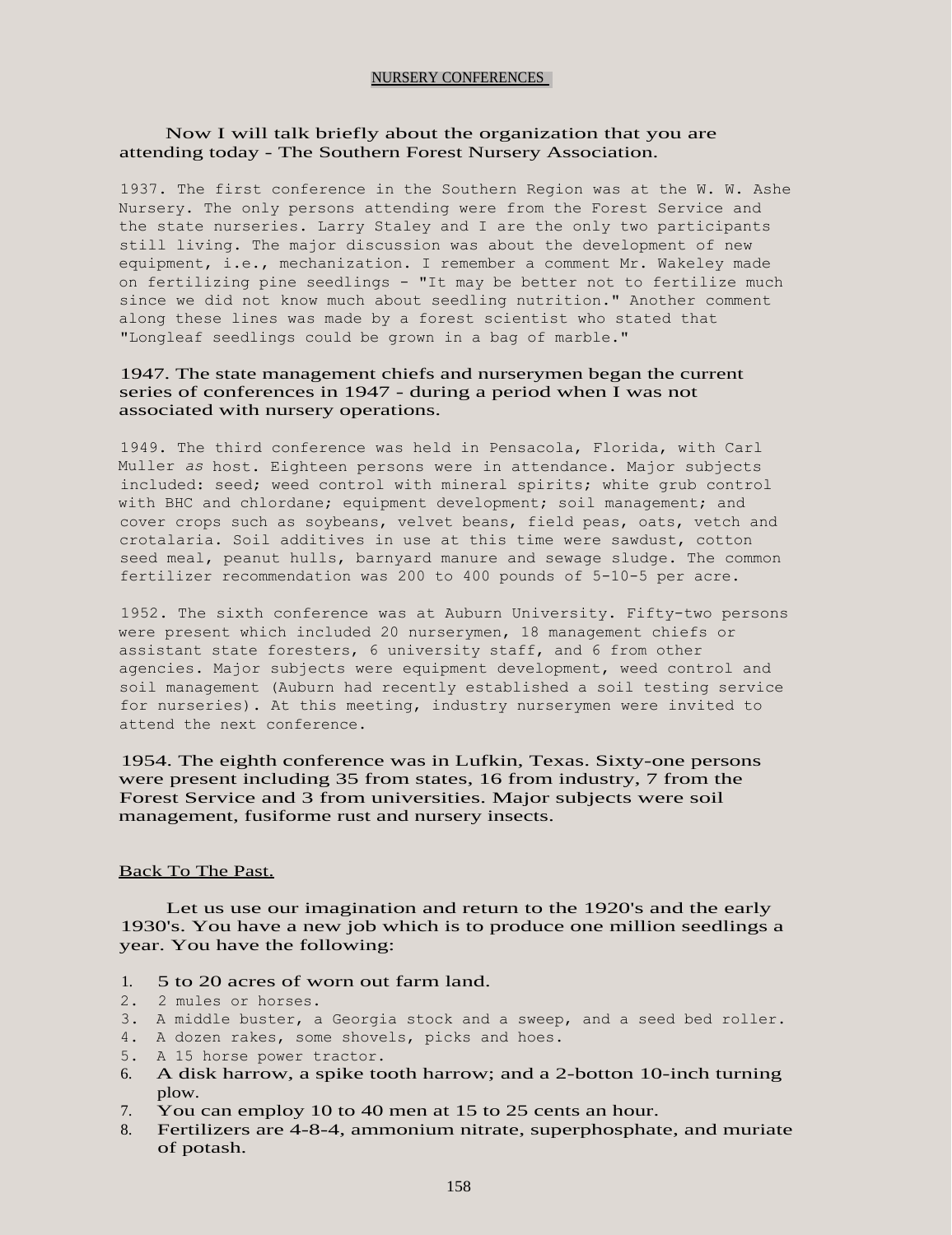## NURSERY CONFERENCES

Now I will talk briefly about the organization that you are attending today - The Southern Forest Nursery Association.

1937. The first conference in the Southern Region was at the W. W. Ashe Nursery. The only persons attending were from the Forest Service and the state nurseries. Larry Staley and I are the only two participants still living. The major discussion was about the development of new equipment, i.e., mechanization. I remember a comment Mr. Wakeley made on fertilizing pine seedlings - "It may be better not to fertilize much since we did not know much about seedling nutrition." Another comment along these lines was made by a forest scientist who stated that "Longleaf seedlings could be grown in a bag of marble."

1947. The state management chiefs and nurserymen began the current series of conferences in 1947 - during a period when I was not associated with nursery operations.

1949. The third conference was held in Pensacola, Florida, with Carl Muller *as* host. Eighteen persons were in attendance. Major subjects included: seed; weed control with mineral spirits; white grub control with BHC and chlordane; equipment development; soil management; and cover crops such as soybeans, velvet beans, field peas, oats, vetch and crotalaria. Soil additives in use at this time were sawdust, cotton seed meal, peanut hulls, barnyard manure and sewage sludge. The common fertilizer recommendation was 200 to 400 pounds of 5-10-5 per acre.

1952. The sixth conference was at Auburn University. Fifty-two persons were present which included 20 nurserymen, 18 management chiefs or assistant state foresters, 6 university staff, and 6 from other agencies. Major subjects were equipment development, weed control and soil management (Auburn had recently established a soil testing service for nurseries). At this meeting, industry nurserymen were invited to attend the next conference.

1954. The eighth conference was in Lufkin, Texas. Sixty-one persons were present including 35 from states, 16 from industry, 7 from the Forest Service and 3 from universities. Major subjects were soil management, fusiforme rust and nursery insects.

## Back To The Past.

Let us use our imagination and return to the 1920's and the early 1930's. You have a new job which is to produce one million seedlings a year. You have the following:

1. 5 to 20 acres of worn out farm land.
2. 2 mules or horses.
3. A middle buster, a Georgia stock and a sweep, and a seed bed roller.
4. A dozen rakes, some shovels, picks and hoes.
5. A 15 horse power tractor.
6. A disk harrow, a spike tooth harrow; and a 2-botton 10-inch turning plow.
7. You can employ 10 to 40 men at 15 to 25 cents an hour.
8. Fertilizers are 4-8-4, ammonium nitrate, superphosphate, and muriate of potash.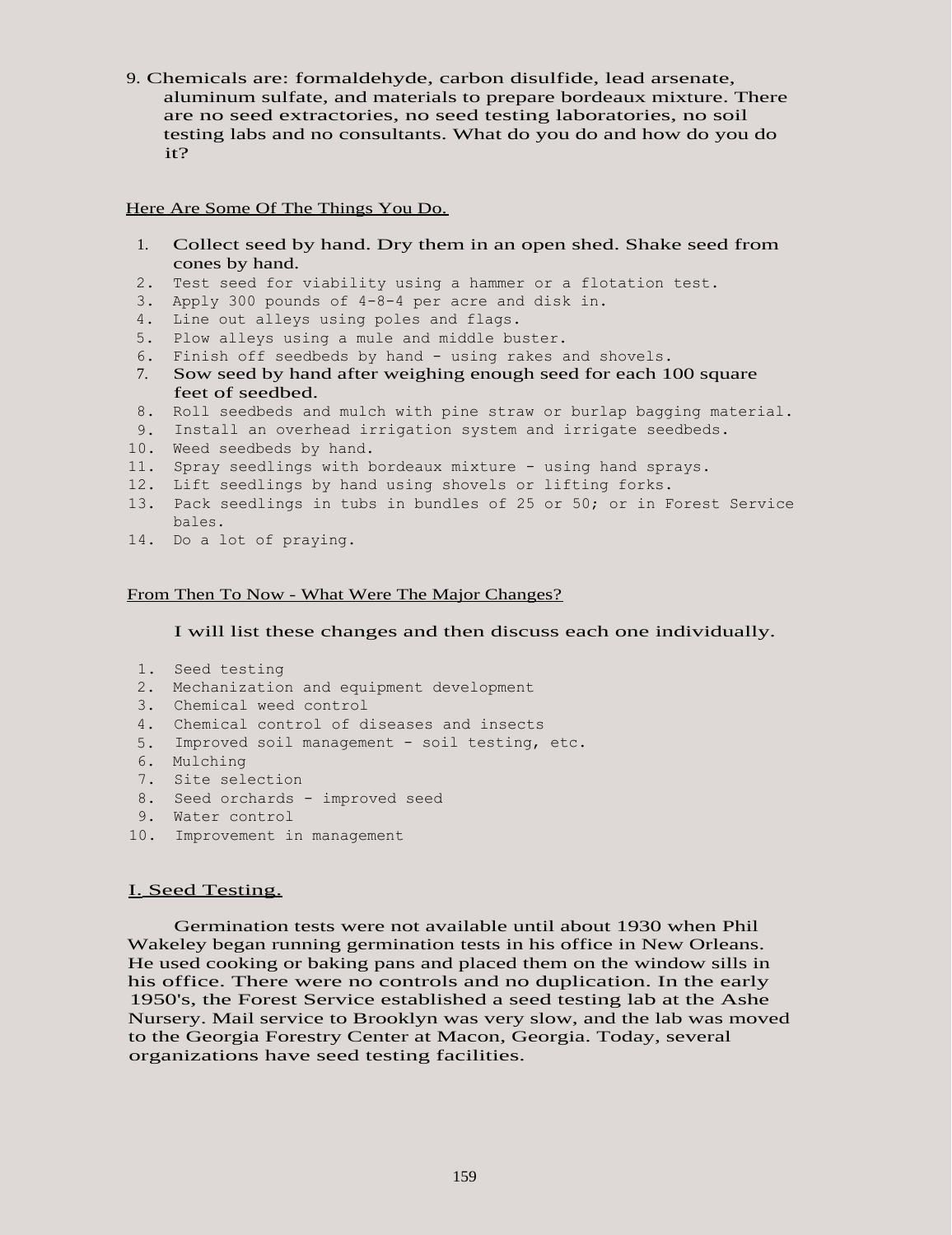9. Chemicals are: formaldehyde, carbon disulfide, lead arsenate, aluminum sulfate, and materials to prepare bordeaux mixture. There are no seed extractories, no seed testing laboratories, no soil testing labs and no consultants. What do you do and how do you do it?

Here Are Some Of The Things You Do.

1. Collect seed by hand. Dry them in an open shed. Shake seed from cones by hand.
2. Test seed for viability using a hammer or a flotation test.
3. Apply 300 pounds of 4-8-4 per acre and disk in.
4. Line out alleys using poles and flags.
5. Plow alleys using a mule and middle buster.
6. Finish off seedbeds by hand - using rakes and shovels.
7. Sow seed by hand after weighing enough seed for each 100 square feet of seedbed.
8. Roll seedbeds and mulch with pine straw or burlap bagging material.
9. Install an overhead irrigation system and irrigate seedbeds.
10. Weed seedbeds by hand.
11. Spray seedlings with bordeaux mixture - using hand sprays.
12. Lift seedlings by hand using shovels or lifting forks.
13. Pack seedlings in tubs in bundles of 25 or 50; or in Forest Service bales.
14. Do a lot of praying.

From Then To Now - What Were The Major Changes?

I will list these changes and then discuss each one individually.

1. Seed testing
2. Mechanization and equipment development
3. Chemical weed control
4. Chemical control of diseases and insects
5. Improved soil management - soil testing, etc.
6. Mulching
7. Site selection
8. Seed orchards - improved seed
9. Water control
10. Improvement in management

## I. Seed Testing.

Germination tests were not available until about 1930 when Phil Wakeley began running germination tests in his office in New Orleans. He used cooking or baking pans and placed them on the window sills in his office. There were no controls and no duplication. In the early 1950's, the Forest Service established a seed testing lab at the Ashe Nursery. Mail service to Brooklyn was very slow, and the lab was moved to the Georgia Forestry Center at Macon, Georgia. Today, several organizations have seed testing facilities.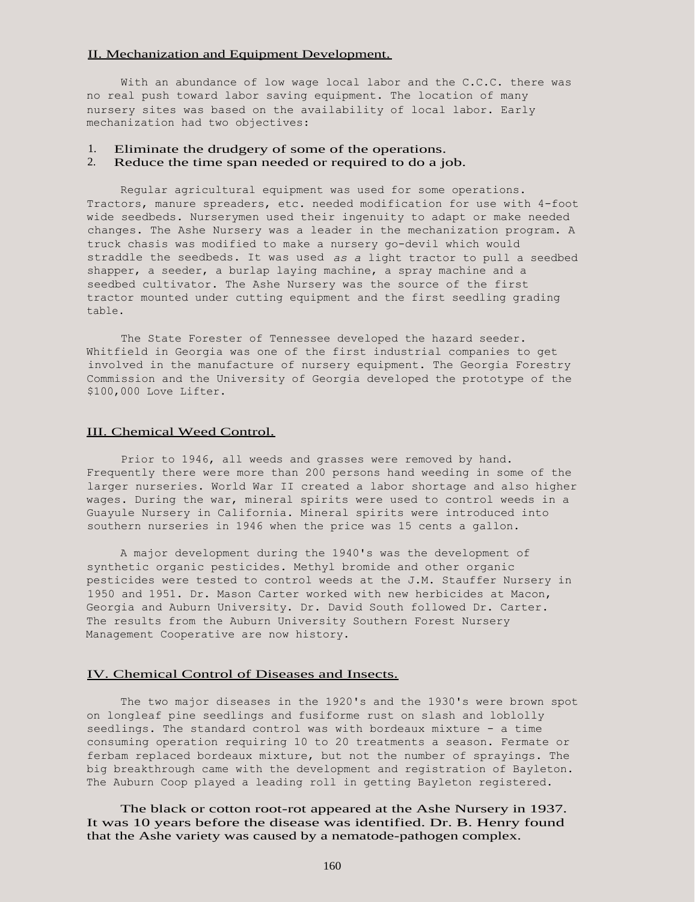## II. Mechanization and Equipment Development.

With an abundance of low wage local labor and the C.C.C. there was no real push toward labor saving equipment. The location of many nursery sites was based on the availability of local labor. Early mechanization had two objectives:

1. Eliminate the drudgery of some of the operations.
2. Reduce the time span needed or required to do a job.

Regular agricultural equipment was used for some operations. Tractors, manure spreaders, etc. needed modification for use with 4-foot wide seedbeds. Nurserymen used their ingenuity to adapt or make needed changes. The Ashe Nursery was a leader in the mechanization program. A truck chasis was modified to make a nursery go-devil which would straddle the seedbeds. It was used *as a* light tractor to pull a seedbed shapper, a seeder, a burlap laying machine, a spray machine and a seedbed cultivator. The Ashe Nursery was the source of the first tractor mounted under cutting equipment and the first seedling grading table.

The State Forester of Tennessee developed the hazard seeder. Whitfield in Georgia was one of the first industrial companies to get involved in the manufacture of nursery equipment. The Georgia Forestry Commission and the University of Georgia developed the prototype of the $100,000 Love Lifter.

## III. Chemical Weed Control.

Prior to 1946, all weeds and grasses were removed by hand. Frequently there were more than 200 persons hand weeding in some of the larger nurseries. World War II created a labor shortage and also higher wages. During the war, mineral spirits were used to control weeds in a Guayule Nursery in California. Mineral spirits were introduced into southern nurseries in 1946 when the price was 15 cents a gallon.

A major development during the 1940's was the development of synthetic organic pesticides. Methyl bromide and other organic pesticides were tested to control weeds at the J.M. Stauffer Nursery in 1950 and 1951. Dr. Mason Carter worked with new herbicides at Macon, Georgia and Auburn University. Dr. David South followed Dr. Carter. The results from the Auburn University Southern Forest Nursery Management Cooperative are now history.

## IV. Chemical Control of Diseases and Insects.

The two major diseases in the 1920's and the 1930's were brown spot on longleaf pine seedlings and fusiforme rust on slash and loblolly seedlings. The standard control was with bordeaux mixture - a time consuming operation requiring 10 to 20 treatments a season. Fermate or ferbam replaced bordeaux mixture, but not the number of sprayings. The big breakthrough came with the development and registration of Bayleton. The Auburn Coop played a leading roll in getting Bayleton registered.

The black or cotton root-rot appeared at the Ashe Nursery in 1937. It was 10 years before the disease was identified. Dr. B. Henry found that the Ashe variety was caused by a nematode-pathogen complex.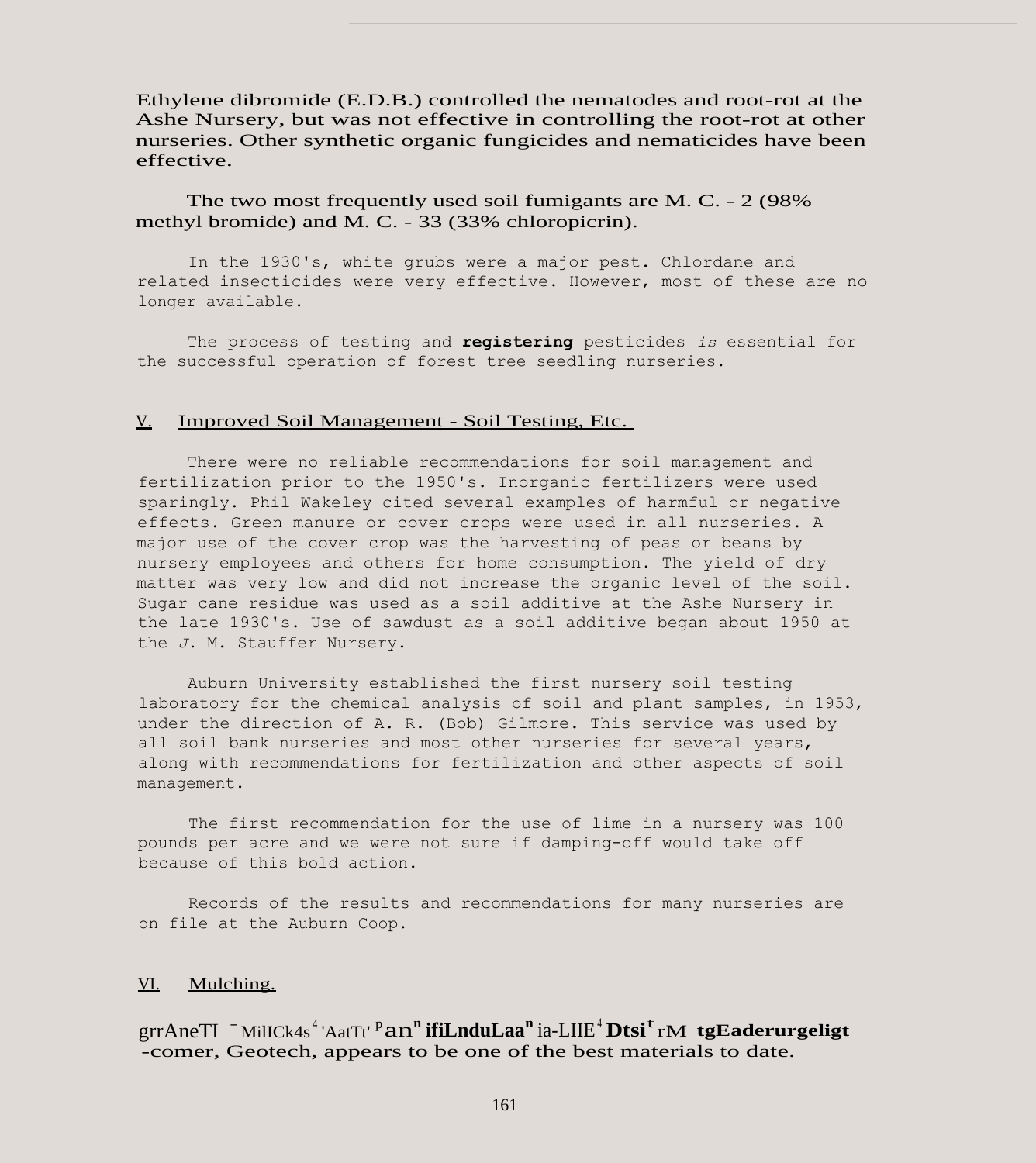Ethylene dibromide (E.D.B.) controlled the nematodes and root-rot at the Ashe Nursery, but was not effective in controlling the root-rot at other nurseries. Other synthetic organic fungicides and nematicides have been effective.

The two most frequently used soil fumigants are M. C. - 2 (98% methyl bromide) and M. C. - 33 (33% chloropicrin).

In the 1930's, white grubs were a major pest. Chlordane and related insecticides were very effective. However, most of these are no longer available.

The process of testing and **registering** pesticides *is* essential for the successful operation of forest tree seedling nurseries.

## V. Improved Soil Management - Soil Testing, Etc.

There were no reliable recommendations for soil management and fertilization prior to the 1950's. Inorganic fertilizers were used sparingly. Phil Wakeley cited several examples of harmful or negative effects. Green manure or cover crops were used in all nurseries. A major use of the cover crop was the harvesting of peas or beans by nursery employees and others for home consumption. The yield of dry matter was very low and did not increase the organic level of the soil. Sugar cane residue was used as a soil additive at the Ashe Nursery in the late 1930's. Use of sawdust as a soil additive began about 1950 at the *J.* M. Stauffer Nursery.

Auburn University established the first nursery soil testing laboratory for the chemical analysis of soil and plant samples, in 1953, under the direction of A. R. (Bob) Gilmore. This service was used by all soil bank nurseries and most other nurseries for several years, along with recommendations for fertilization and other aspects of soil management.

The first recommendation for the use of lime in a nursery was 100 pounds per acre and we were not sure if damping-off would take off because of this bold action.

Records of the results and recommendations for many nurseries are on file at the Auburn Coop.

## VI. Mulching.

grrAneTI MilICk4s 'AatTt' an ifiLnduLaa ia-LIIE Dtsi rM tgEaderurgeligt -comer, Geotech, appears to be one of the best materials to date.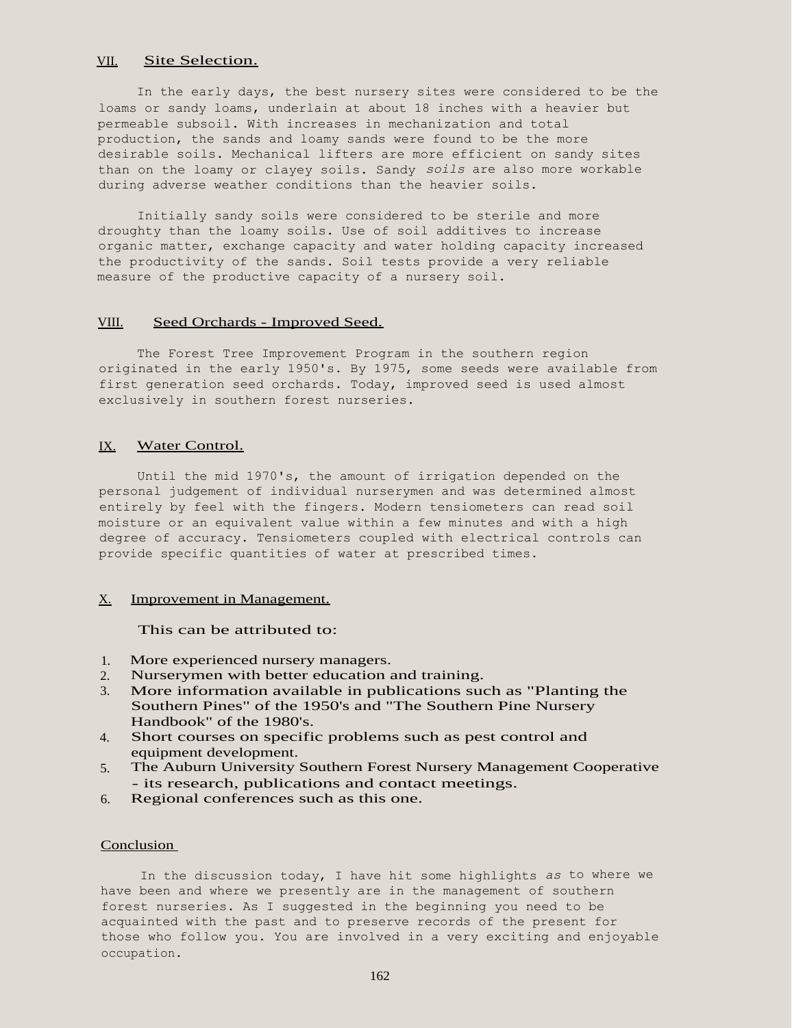## VII. Site Selection.

In the early days, the best nursery sites were considered to be the loams or sandy loams, underlain at about 18 inches with a heavier but permeable subsoil. With increases in mechanization and total production, the sands and loamy sands were found to be the more desirable soils. Mechanical lifters are more efficient on sandy sites than on the loamy or clayey soils. Sandy *soils* are also more workable during adverse weather conditions than the heavier soils.

Initially sandy soils were considered to be sterile and more droughty than the loamy soils. Use of soil additives to increase organic matter, exchange capacity and water holding capacity increased the productivity of the sands. Soil tests provide a very reliable measure of the productive capacity of a nursery soil.

## VIII. Seed Orchards - Improved Seed.

The Forest Tree Improvement Program in the southern region originated in the early 1950's. By 1975, some seeds were available from first generation seed orchards. Today, improved seed is used almost exclusively in southern forest nurseries.

## IX. Water Control.

Until the mid 1970's, the amount of irrigation depended on the personal judgement of individual nurserymen and was determined almost entirely by feel with the fingers. Modern tensiometers can read soil moisture or an equivalent value within a few minutes and with a high degree of accuracy. Tensiometers coupled with electrical controls can provide specific quantities of water at prescribed times.

## X. Improvement in Management.

This can be attributed to:

1. More experienced nursery managers.
2. Nurserymen with better education and training.
3. More information available in publications such as "Planting the Southern Pines" of the 1950's and "The Southern Pine Nursery Handbook" of the 1980's.
4. Short courses on specific problems such as pest control and equipment development.
5. The Auburn University Southern Forest Nursery Management Cooperative - its research, publications and contact meetings.
6. Regional conferences such as this one.

## Conclusion

In the discussion today, I have hit some highlights *as* to where we have been and where we presently are in the management of southern forest nurseries. As I suggested in the beginning you need to be acquainted with the past and to preserve records of the present for those who follow you. You are involved in a very exciting and enjoyable occupation.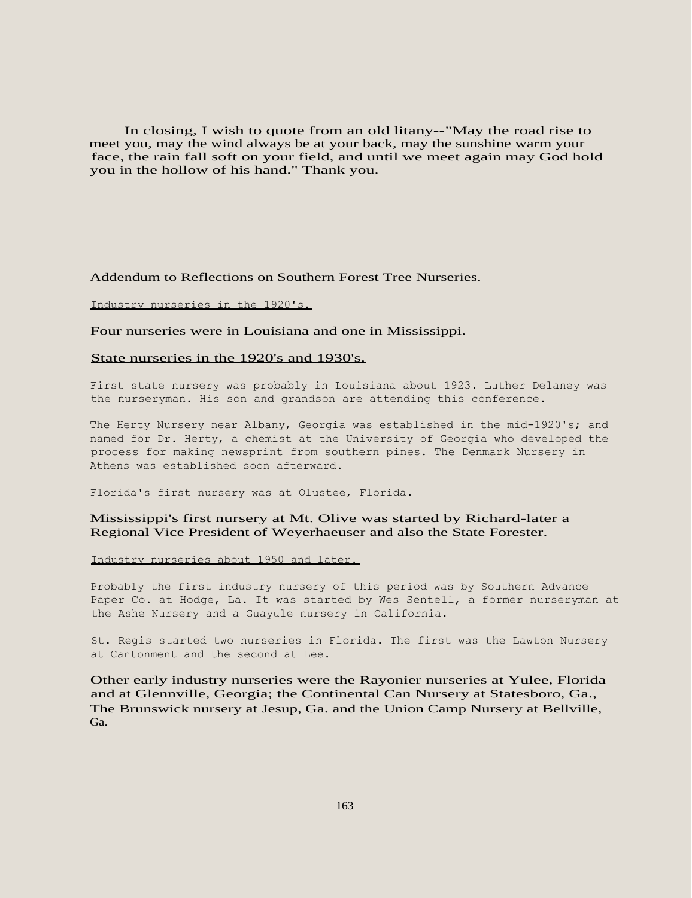In closing, I wish to quote from an old litany--"May the road rise to meet you, may the wind always be at your back, may the sunshine warm your face, the rain fall soft on your field, and until we meet again may God hold you in the hollow of his hand." Thank you.

## Addendum to Reflections on Southern Forest Tree Nurseries.

Industry nurseries in the 1920's.

Four nurseries were in Louisiana and one in Mississippi.

State nurseries in the 1920's and 1930's.

First state nursery was probably in Louisiana about 1923. Luther Delaney was the nurseryman. His son and grandson are attending this conference.

The Herty Nursery near Albany, Georgia was established in the mid-1920's; and named for Dr. Herty, a chemist at the University of Georgia who developed the process for making newsprint from southern pines. The Denmark Nursery in Athens was established soon afterward.

Florida's first nursery was at Olustee, Florida.

Mississippi's first nursery at Mt. Olive was started by Richard-later a Regional Vice President of Weyerhaeuser and also the State Forester.

Industry nurseries about 1950 and later.

Probably the first industry nursery of this period was by Southern Advance Paper Co. at Hodge, La. It was started by Wes Sentell, a former nurseryman at the Ashe Nursery and a Guayule nursery in California.

St. Regis started two nurseries in Florida. The first was the Lawton Nursery at Cantonment and the second at Lee.

Other early industry nurseries were the Rayonier nurseries at Yulee, Florida and at Glennville, Georgia; the Continental Can Nursery at Statesboro, Ga., The Brunswick nursery at Jesup, Ga. and the Union Camp Nursery at Bellville, Ga.